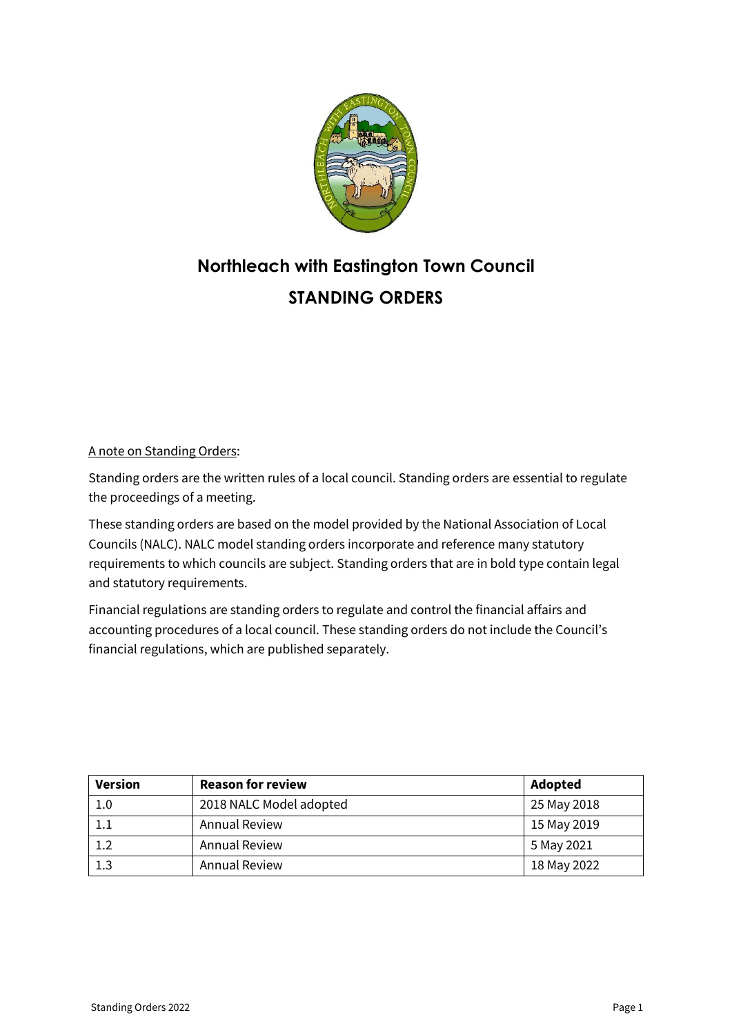# Northleach with Eastington Town Council

## STANDING ORDERS

<u>A note on Standing Orders</u>:

Standing orders are the written rules of a local council. Standing orders are essential to regulate the proceedings of a meeting.

These standing orders are based on the model provided by the National Association of Local Councils (NALC). NALC model standing orders incorporate and reference many statutory requirements to which councils are subject. Standing orders that are in bold type contain legal and statutory requirements.

Financial regulations are standing orders to regulate and control the financial affairs and accounting procedures of a local council. These standing orders do not include the Council's financial regulations, which are published separately.

| Version | Reason for review | Adopted |
|---|---|---|
| 1.0 | 2018 NALC Model adopted | 25 May 2018 |
| 1.1 | Annual Review | 15 May 2019 |
| 1.2 | Annual Review | 5 May 2021 |
| 1.3 | Annual Review | 18 May 2022 |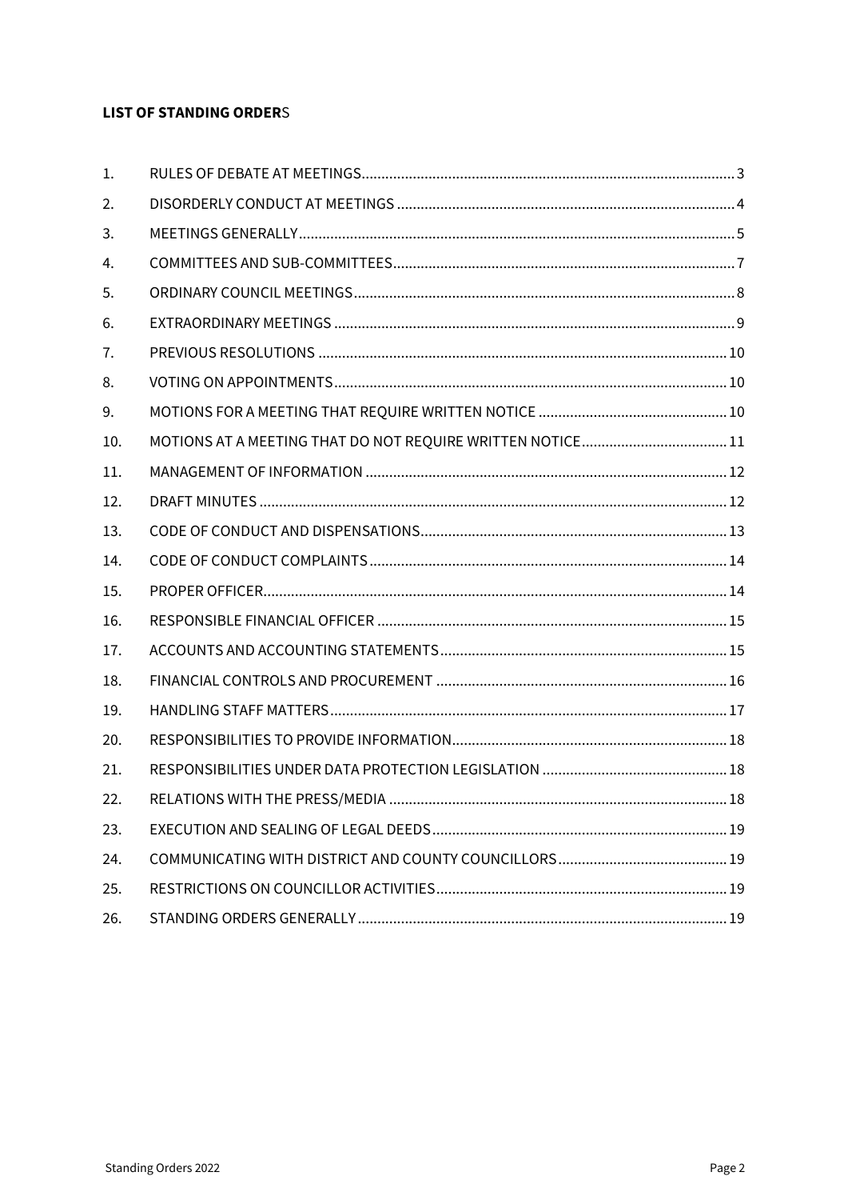**LIST OF STANDING ORDERS**

| | | |
|---|---|---|
| 1. | RULES OF DEBATE AT MEETINGS | 3 |
| 2. | DISORDERLY CONDUCT AT MEETINGS | 4 |
| 3. | MEETINGS GENERALLY | 5 |
| 4. | COMMITTEES AND SUB-COMMITTEES | 7 |
| 5. | ORDINARY COUNCIL MEETINGS | 8 |
| 6. | EXTRAORDINARY MEETINGS | 9 |
| 7. | PREVIOUS RESOLUTIONS | 10 |
| 8. | VOTING ON APPOINTMENTS | 10 |
| 9. | MOTIONS FOR A MEETING THAT REQUIRE WRITTEN NOTICE | 10 |
| 10. | MOTIONS AT A MEETING THAT DO NOT REQUIRE WRITTEN NOTICE | 11 |
| 11. | MANAGEMENT OF INFORMATION | 12 |
| 12. | DRAFT MINUTES | 12 |
| 13. | CODE OF CONDUCT AND DISPENSATIONS | 13 |
| 14. | CODE OF CONDUCT COMPLAINTS | 14 |
| 15. | PROPER OFFICER | 14 |
| 16. | RESPONSIBLE FINANCIAL OFFICER | 15 |
| 17. | ACCOUNTS AND ACCOUNTING STATEMENTS | 15 |
| 18. | FINANCIAL CONTROLS AND PROCUREMENT | 16 |
| 19. | HANDLING STAFF MATTERS | 17 |
| 20. | RESPONSIBILITIES TO PROVIDE INFORMATION | 18 |
| 21. | RESPONSIBILITIES UNDER DATA PROTECTION LEGISLATION | 18 |
| 22. | RELATIONS WITH THE PRESS/MEDIA | 18 |
| 23. | EXECUTION AND SEALING OF LEGAL DEEDS | 19 |
| 24. | COMMUNICATING WITH DISTRICT AND COUNTY COUNCILLORS | 19 |
| 25. | RESTRICTIONS ON COUNCILLOR ACTIVITIES | 19 |
| 26. | STANDING ORDERS GENERALLY | 19 |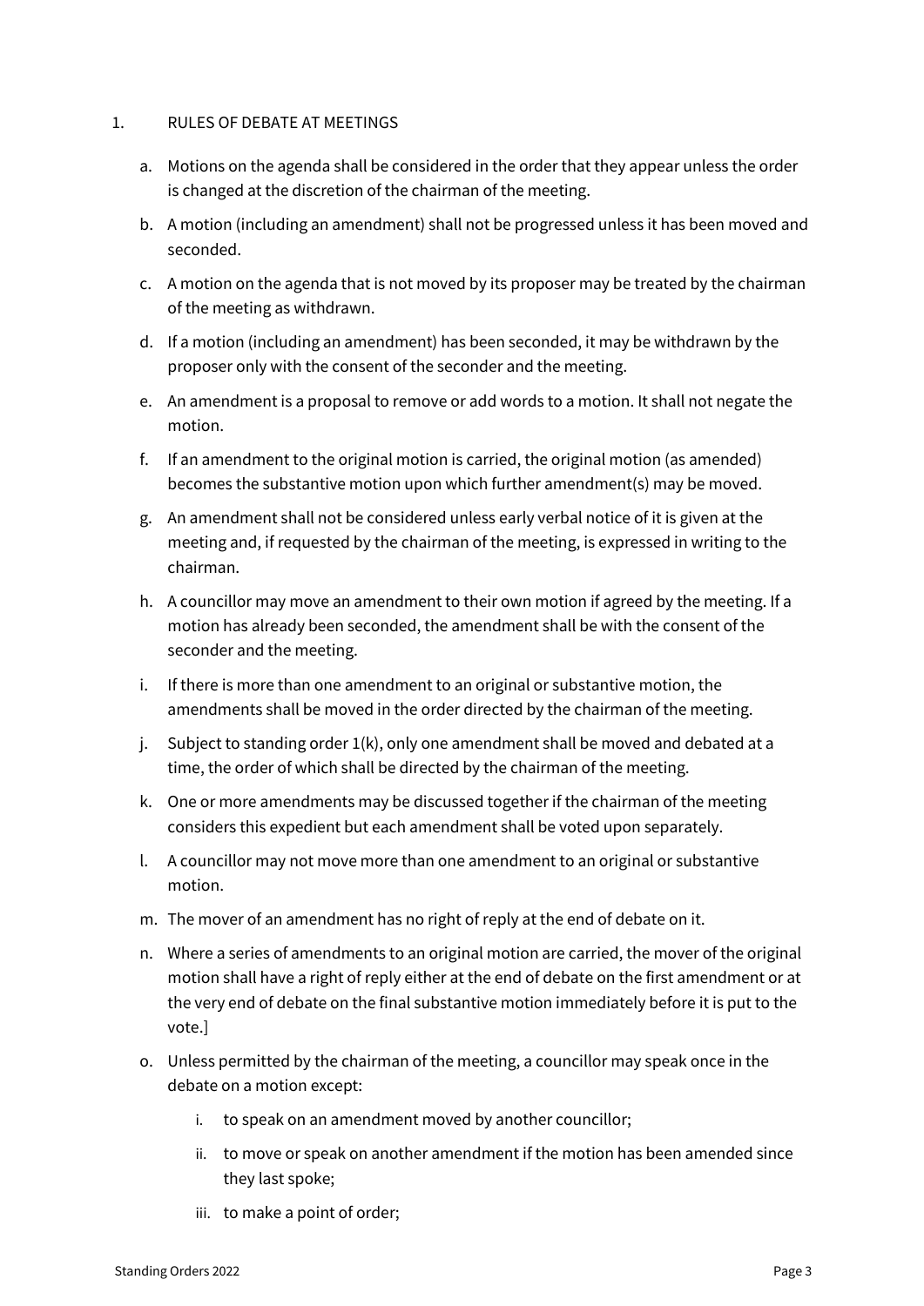1. RULES OF DEBATE AT MEETINGS

a. Motions on the agenda shall be considered in the order that they appear unless the order is changed at the discretion of the chairman of the meeting.

b. A motion (including an amendment) shall not be progressed unless it has been moved and seconded.

c. A motion on the agenda that is not moved by its proposer may be treated by the chairman of the meeting as withdrawn.

d. If a motion (including an amendment) has been seconded, it may be withdrawn by the proposer only with the consent of the seconder and the meeting.

e. An amendment is a proposal to remove or add words to a motion. It shall not negate the motion.

f. If an amendment to the original motion is carried, the original motion (as amended) becomes the substantive motion upon which further amendment(s) may be moved.

g. An amendment shall not be considered unless early verbal notice of it is given at the meeting and, if requested by the chairman of the meeting, is expressed in writing to the chairman.

h. A councillor may move an amendment to their own motion if agreed by the meeting. If a motion has already been seconded, the amendment shall be with the consent of the seconder and the meeting.

i. If there is more than one amendment to an original or substantive motion, the amendments shall be moved in the order directed by the chairman of the meeting.

j. Subject to standing order 1(k), only one amendment shall be moved and debated at a time, the order of which shall be directed by the chairman of the meeting.

k. One or more amendments may be discussed together if the chairman of the meeting considers this expedient but each amendment shall be voted upon separately.

l. A councillor may not move more than one amendment to an original or substantive motion.

m. The mover of an amendment has no right of reply at the end of debate on it.

n. Where a series of amendments to an original motion are carried, the mover of the original motion shall have a right of reply either at the end of debate on the first amendment or at the very end of debate on the final substantive motion immediately before it is put to the vote.]

o. Unless permitted by the chairman of the meeting, a councillor may speak once in the debate on a motion except:

   i. to speak on an amendment moved by another councillor;

   ii. to move or speak on another amendment if the motion has been amended since they last spoke;

   iii. to make a point of order;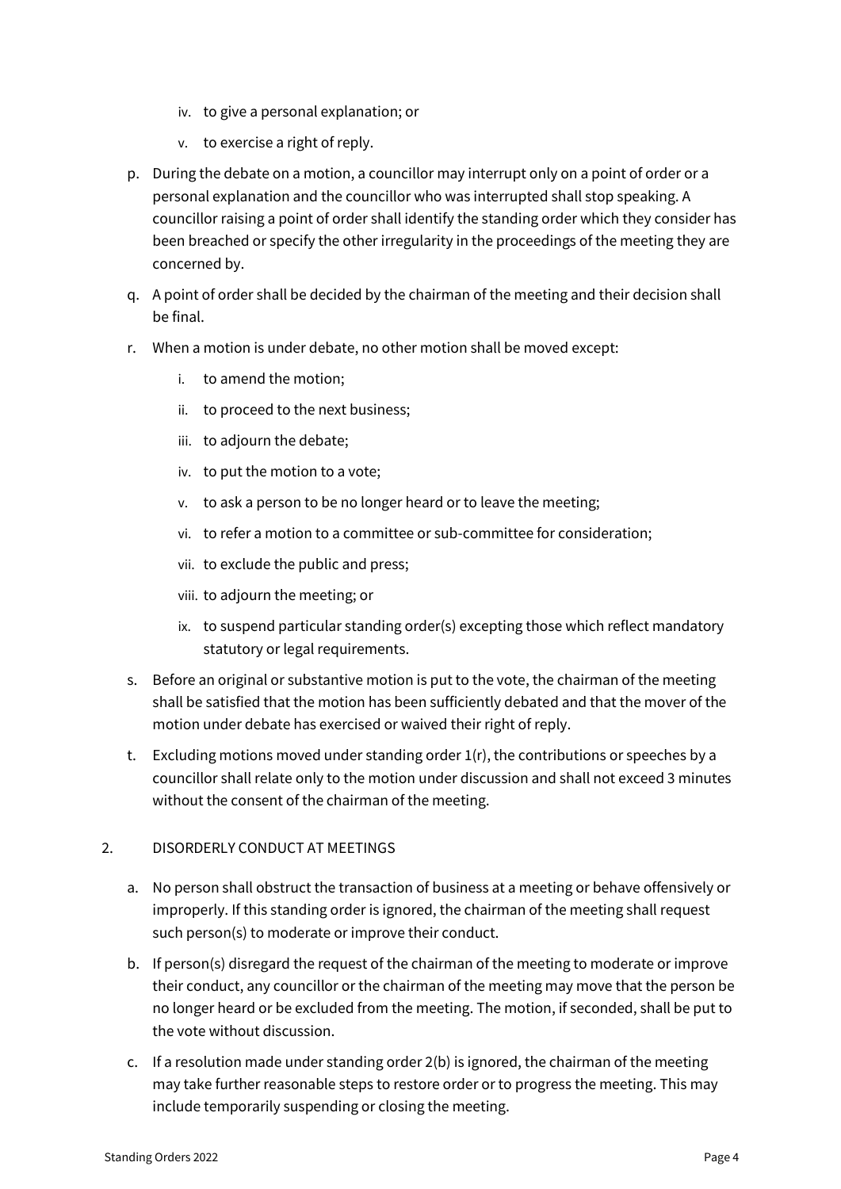iv. to give a personal explanation; or

v. to exercise a right of reply.

p. During the debate on a motion, a councillor may interrupt only on a point of order or a personal explanation and the councillor who was interrupted shall stop speaking. A councillor raising a point of order shall identify the standing order which they consider has been breached or specify the other irregularity in the proceedings of the meeting they are concerned by.

q. A point of order shall be decided by the chairman of the meeting and their decision shall be final.

r. When a motion is under debate, no other motion shall be moved except:

   i. to amend the motion;

   ii. to proceed to the next business;

   iii. to adjourn the debate;

   iv. to put the motion to a vote;

   v. to ask a person to be no longer heard or to leave the meeting;

   vi. to refer a motion to a committee or sub-committee for consideration;

   vii. to exclude the public and press;

   viii. to adjourn the meeting; or

   ix. to suspend particular standing order(s) excepting those which reflect mandatory statutory or legal requirements.

s. Before an original or substantive motion is put to the vote, the chairman of the meeting shall be satisfied that the motion has been sufficiently debated and that the mover of the motion under debate has exercised or waived their right of reply.

t. Excluding motions moved under standing order 1(r), the contributions or speeches by a councillor shall relate only to the motion under discussion and shall not exceed 3 minutes without the consent of the chairman of the meeting.

## 2. DISORDERLY CONDUCT AT MEETINGS

a. No person shall obstruct the transaction of business at a meeting or behave offensively or improperly. If this standing order is ignored, the chairman of the meeting shall request such person(s) to moderate or improve their conduct.

b. If person(s) disregard the request of the chairman of the meeting to moderate or improve their conduct, any councillor or the chairman of the meeting may move that the person be no longer heard or be excluded from the meeting. The motion, if seconded, shall be put to the vote without discussion.

c. If a resolution made under standing order 2(b) is ignored, the chairman of the meeting may take further reasonable steps to restore order or to progress the meeting. This may include temporarily suspending or closing the meeting.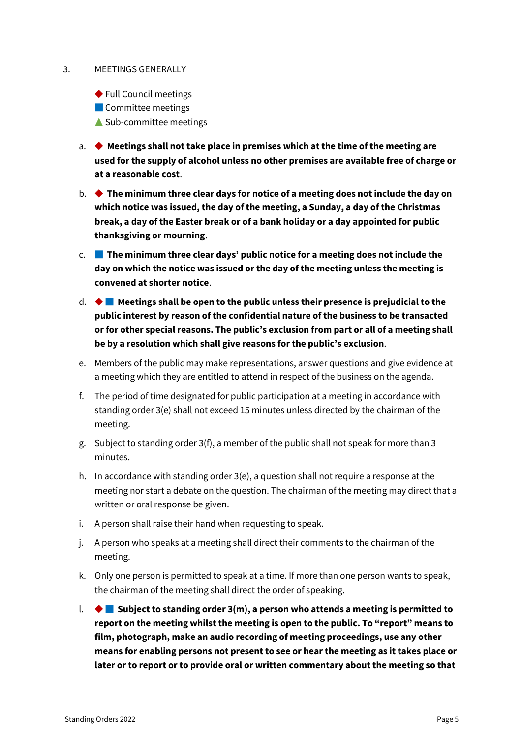3. MEETINGS GENERALLY

◆ Full Council meetings
■ Committee meetings
▲ Sub-committee meetings

a. ◆ **Meetings shall not take place in premises which at the time of the meeting are used for the supply of alcohol unless no other premises are available free of charge or at a reasonable cost**.

b. ◆ **The minimum three clear days for notice of a meeting does not include the day on which notice was issued, the day of the meeting, a Sunday, a day of the Christmas break, a day of the Easter break or of a bank holiday or a day appointed for public thanksgiving or mourning**.

c. ■ **The minimum three clear days' public notice for a meeting does not include the day on which the notice was issued or the day of the meeting unless the meeting is convened at shorter notice**.

d. ◆ ■ **Meetings shall be open to the public unless their presence is prejudicial to the public interest by reason of the confidential nature of the business to be transacted or for other special reasons. The public's exclusion from part or all of a meeting shall be by a resolution which shall give reasons for the public's exclusion**.

e. Members of the public may make representations, answer questions and give evidence at a meeting which they are entitled to attend in respect of the business on the agenda.

f. The period of time designated for public participation at a meeting in accordance with standing order 3(e) shall not exceed 15 minutes unless directed by the chairman of the meeting.

g. Subject to standing order 3(f), a member of the public shall not speak for more than 3 minutes.

h. In accordance with standing order 3(e), a question shall not require a response at the meeting nor start a debate on the question. The chairman of the meeting may direct that a written or oral response be given.

i. A person shall raise their hand when requesting to speak.

j. A person who speaks at a meeting shall direct their comments to the chairman of the meeting.

k. Only one person is permitted to speak at a time. If more than one person wants to speak, the chairman of the meeting shall direct the order of speaking.

l. ◆ ■ **Subject to standing order 3(m), a person who attends a meeting is permitted to report on the meeting whilst the meeting is open to the public. To "report" means to film, photograph, make an audio recording of meeting proceedings, use any other means for enabling persons not present to see or hear the meeting as it takes place or later or to report or to provide oral or written commentary about the meeting so that**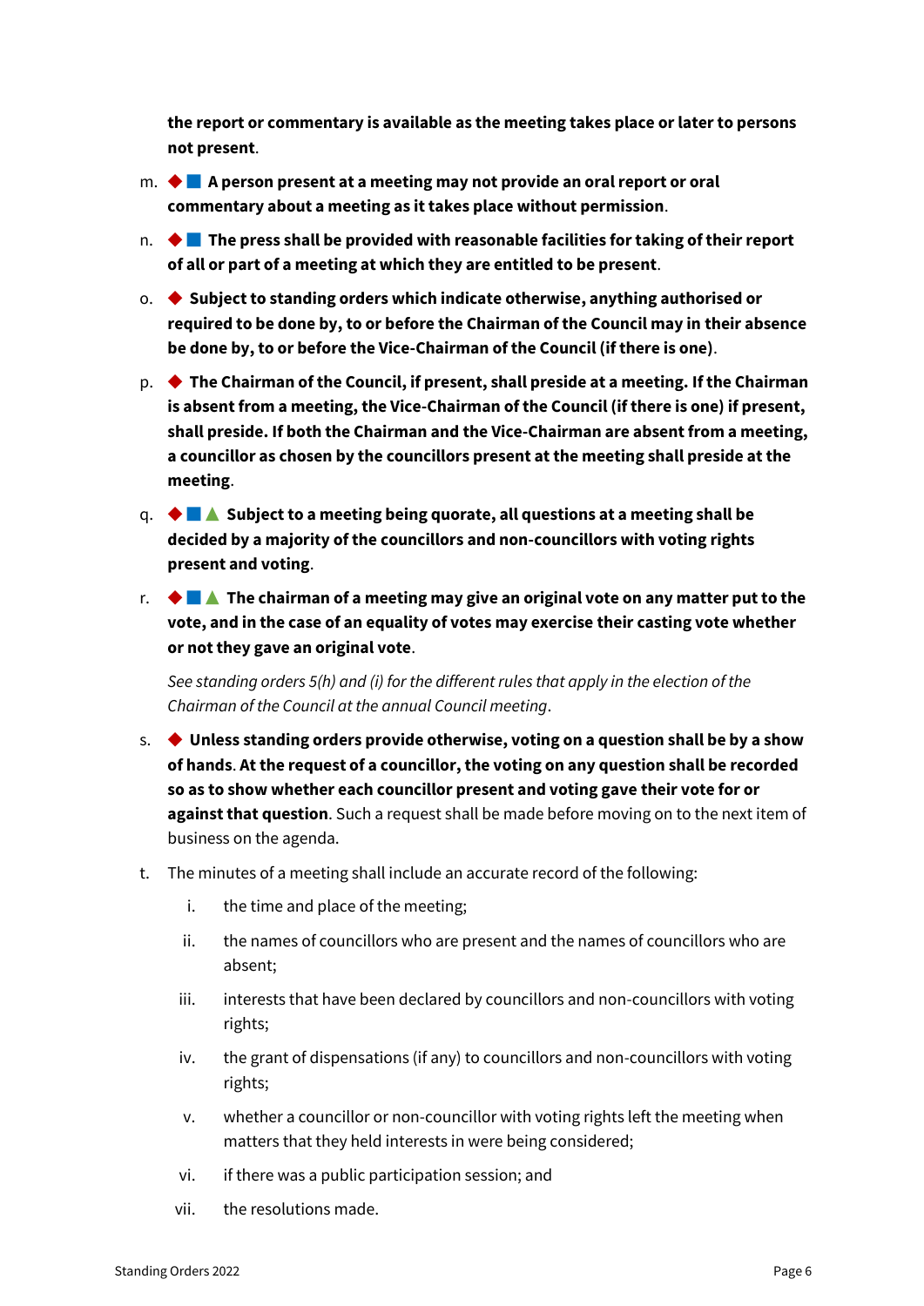**the report or commentary is available as the meeting takes place or later to persons not present**.

m. ◆ ■ **A person present at a meeting may not provide an oral report or oral commentary about a meeting as it takes place without permission**.

n. ◆ ■ **The press shall be provided with reasonable facilities for taking of their report of all or part of a meeting at which they are entitled to be present**.

o. ◆ **Subject to standing orders which indicate otherwise, anything authorised or required to be done by, to or before the Chairman of the Council may in their absence be done by, to or before the Vice-Chairman of the Council (if there is one)**.

p. ◆ **The Chairman of the Council, if present, shall preside at a meeting. If the Chairman is absent from a meeting, the Vice-Chairman of the Council (if there is one) if present, shall preside. If both the Chairman and the Vice-Chairman are absent from a meeting, a councillor as chosen by the councillors present at the meeting shall preside at the meeting**.

q. ◆ ■ ▲ **Subject to a meeting being quorate, all questions at a meeting shall be decided by a majority of the councillors and non-councillors with voting rights present and voting**.

r. ◆ ■ ▲ **The chairman of a meeting may give an original vote on any matter put to the vote, and in the case of an equality of votes may exercise their casting vote whether or not they gave an original vote**.

*See standing orders 5(h) and (i) for the different rules that apply in the election of the Chairman of the Council at the annual Council meeting*.

s. ◆ **Unless standing orders provide otherwise, voting on a question shall be by a show of hands**. **At the request of a councillor, the voting on any question shall be recorded so as to show whether each councillor present and voting gave their vote for or against that question**. Such a request shall be made before moving on to the next item of business on the agenda.

t. The minutes of a meeting shall include an accurate record of the following:

   i. the time and place of the meeting;

   ii. the names of councillors who are present and the names of councillors who are absent;

   iii. interests that have been declared by councillors and non-councillors with voting rights;

   iv. the grant of dispensations (if any) to councillors and non-councillors with voting rights;

   v. whether a councillor or non-councillor with voting rights left the meeting when matters that they held interests in were being considered;

   vi. if there was a public participation session; and

   vii. the resolutions made.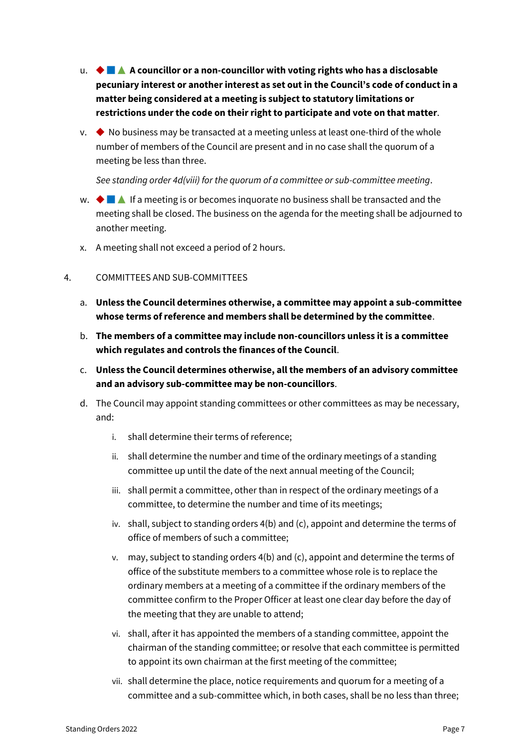u. ◆ ■ ▲ **A councillor or a non-councillor with voting rights who has a disclosable pecuniary interest or another interest as set out in the Council's code of conduct in a matter being considered at a meeting is subject to statutory limitations or restrictions under the code on their right to participate and vote on that matter**.

v. ◆ No business may be transacted at a meeting unless at least one-third of the whole number of members of the Council are present and in no case shall the quorum of a meeting be less than three.

*See standing order 4d(viii) for the quorum of a committee or sub-committee meeting*.

w. ◆ ■ ▲ If a meeting is or becomes inquorate no business shall be transacted and the meeting shall be closed. The business on the agenda for the meeting shall be adjourned to another meeting.

x. A meeting shall not exceed a period of 2 hours.

## 4. COMMITTEES AND SUB-COMMITTEES

a. **Unless the Council determines otherwise, a committee may appoint a sub-committee whose terms of reference and members shall be determined by the committee**.

b. **The members of a committee may include non-councillors unless it is a committee which regulates and controls the finances of the Council**.

c. **Unless the Council determines otherwise, all the members of an advisory committee and an advisory sub-committee may be non-councillors**.

d. The Council may appoint standing committees or other committees as may be necessary, and:

   i. shall determine their terms of reference;

   ii. shall determine the number and time of the ordinary meetings of a standing committee up until the date of the next annual meeting of the Council;

   iii. shall permit a committee, other than in respect of the ordinary meetings of a committee, to determine the number and time of its meetings;

   iv. shall, subject to standing orders 4(b) and (c), appoint and determine the terms of office of members of such a committee;

   v. may, subject to standing orders 4(b) and (c), appoint and determine the terms of office of the substitute members to a committee whose role is to replace the ordinary members at a meeting of a committee if the ordinary members of the committee confirm to the Proper Officer at least one clear day before the day of the meeting that they are unable to attend;

   vi. shall, after it has appointed the members of a standing committee, appoint the chairman of the standing committee; or resolve that each committee is permitted to appoint its own chairman at the first meeting of the committee;

   vii. shall determine the place, notice requirements and quorum for a meeting of a committee and a sub-committee which, in both cases, shall be no less than three;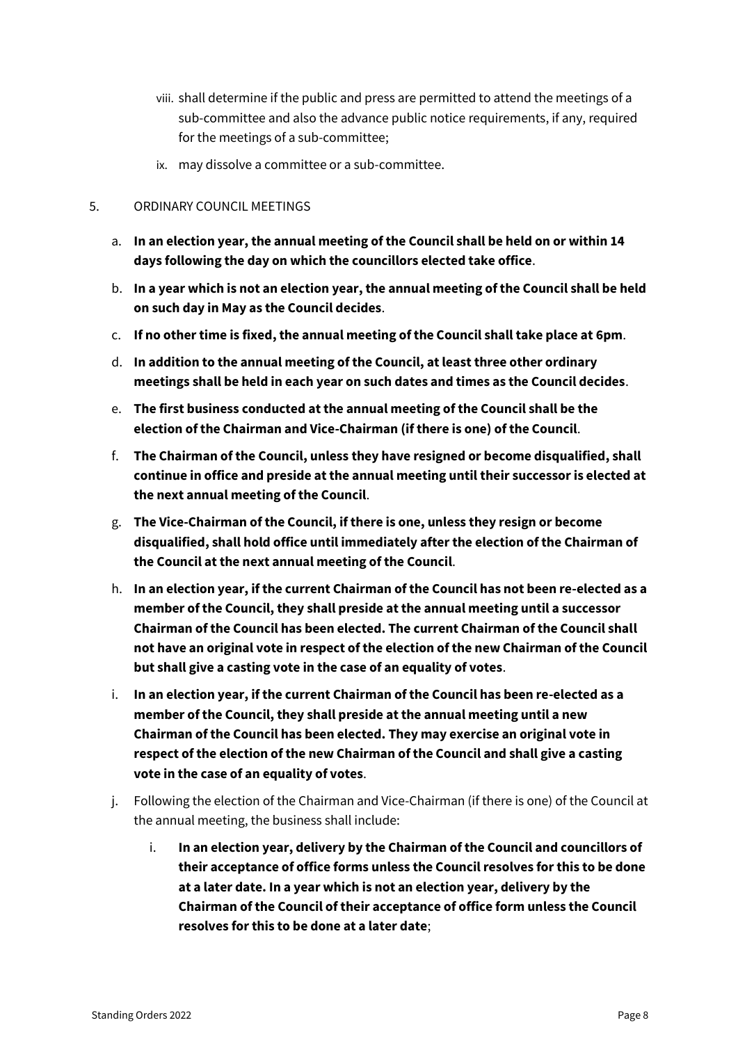viii. shall determine if the public and press are permitted to attend the meetings of a sub-committee and also the advance public notice requirements, if any, required for the meetings of a sub-committee;

ix. may dissolve a committee or a sub-committee.

5. ORDINARY COUNCIL MEETINGS

a. **In an election year, the annual meeting of the Council shall be held on or within 14 days following the day on which the councillors elected take office**.

b. **In a year which is not an election year, the annual meeting of the Council shall be held on such day in May as the Council decides**.

c. **If no other time is fixed, the annual meeting of the Council shall take place at 6pm**.

d. **In addition to the annual meeting of the Council, at least three other ordinary meetings shall be held in each year on such dates and times as the Council decides**.

e. **The first business conducted at the annual meeting of the Council shall be the election of the Chairman and Vice-Chairman (if there is one) of the Council**.

f. **The Chairman of the Council, unless they have resigned or become disqualified, shall continue in office and preside at the annual meeting until their successor is elected at the next annual meeting of the Council**.

g. **The Vice-Chairman of the Council, if there is one, unless they resign or become disqualified, shall hold office until immediately after the election of the Chairman of the Council at the next annual meeting of the Council**.

h. **In an election year, if the current Chairman of the Council has not been re-elected as a member of the Council, they shall preside at the annual meeting until a successor Chairman of the Council has been elected. The current Chairman of the Council shall not have an original vote in respect of the election of the new Chairman of the Council but shall give a casting vote in the case of an equality of votes**.

i. **In an election year, if the current Chairman of the Council has been re-elected as a member of the Council, they shall preside at the annual meeting until a new Chairman of the Council has been elected. They may exercise an original vote in respect of the election of the new Chairman of the Council and shall give a casting vote in the case of an equality of votes**.

j. Following the election of the Chairman and Vice-Chairman (if there is one) of the Council at the annual meeting, the business shall include:

   i. **In an election year, delivery by the Chairman of the Council and councillors of their acceptance of office forms unless the Council resolves for this to be done at a later date. In a year which is not an election year, delivery by the Chairman of the Council of their acceptance of office form unless the Council resolves for this to be done at a later date**;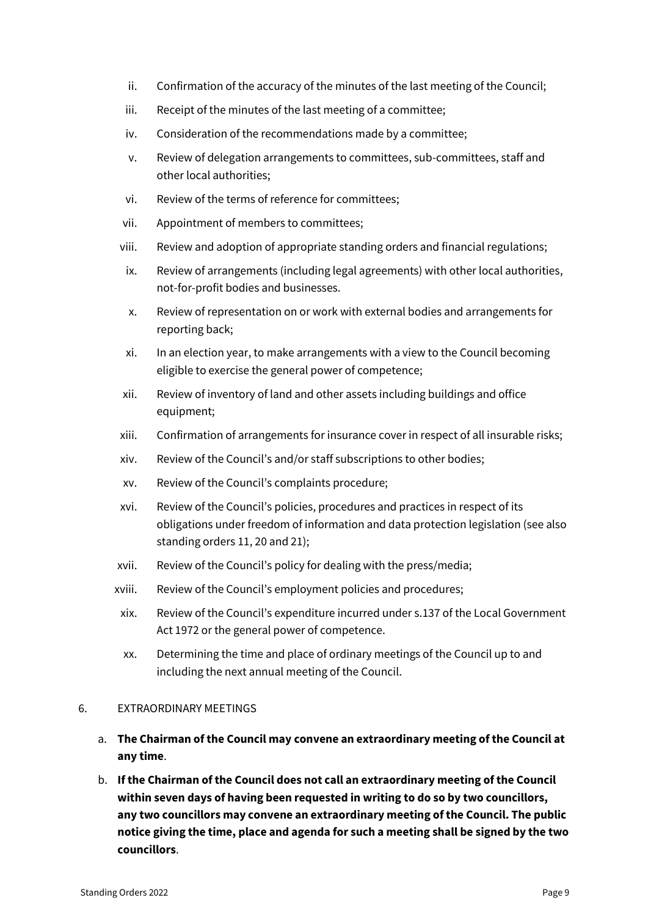ii. Confirmation of the accuracy of the minutes of the last meeting of the Council;

iii. Receipt of the minutes of the last meeting of a committee;

iv. Consideration of the recommendations made by a committee;

v. Review of delegation arrangements to committees, sub-committees, staff and other local authorities;

vi. Review of the terms of reference for committees;

vii. Appointment of members to committees;

viii. Review and adoption of appropriate standing orders and financial regulations;

ix. Review of arrangements (including legal agreements) with other local authorities, not-for-profit bodies and businesses.

x. Review of representation on or work with external bodies and arrangements for reporting back;

xi. In an election year, to make arrangements with a view to the Council becoming eligible to exercise the general power of competence;

xii. Review of inventory of land and other assets including buildings and office equipment;

xiii. Confirmation of arrangements for insurance cover in respect of all insurable risks;

xiv. Review of the Council's and/or staff subscriptions to other bodies;

xv. Review of the Council's complaints procedure;

xvi. Review of the Council's policies, procedures and practices in respect of its obligations under freedom of information and data protection legislation (see also standing orders 11, 20 and 21);

xvii. Review of the Council's policy for dealing with the press/media;

xviii. Review of the Council's employment policies and procedures;

xix. Review of the Council's expenditure incurred under s.137 of the Local Government Act 1972 or the general power of competence.

xx. Determining the time and place of ordinary meetings of the Council up to and including the next annual meeting of the Council.

## 6. EXTRAORDINARY MEETINGS

a. **The Chairman of the Council may convene an extraordinary meeting of the Council at any time**.

b. **If the Chairman of the Council does not call an extraordinary meeting of the Council within seven days of having been requested in writing to do so by two councillors, any two councillors may convene an extraordinary meeting of the Council. The public notice giving the time, place and agenda for such a meeting shall be signed by the two councillors**.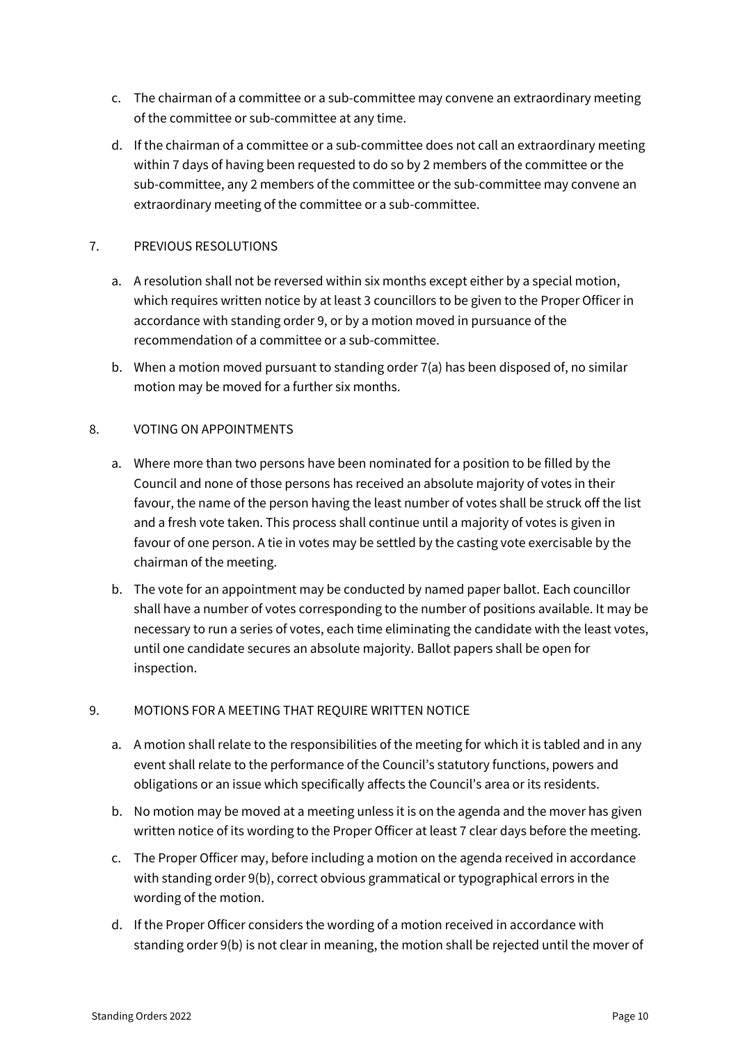c. The chairman of a committee or a sub-committee may convene an extraordinary meeting of the committee or sub-committee at any time.

d. If the chairman of a committee or a sub-committee does not call an extraordinary meeting within 7 days of having been requested to do so by 2 members of the committee or the sub-committee, any 2 members of the committee or the sub-committee may convene an extraordinary meeting of the committee or a sub-committee.

## 7. PREVIOUS RESOLUTIONS

a. A resolution shall not be reversed within six months except either by a special motion, which requires written notice by at least 3 councillors to be given to the Proper Officer in accordance with standing order 9, or by a motion moved in pursuance of the recommendation of a committee or a sub-committee.

b. When a motion moved pursuant to standing order 7(a) has been disposed of, no similar motion may be moved for a further six months.

## 8. VOTING ON APPOINTMENTS

a. Where more than two persons have been nominated for a position to be filled by the Council and none of those persons has received an absolute majority of votes in their favour, the name of the person having the least number of votes shall be struck off the list and a fresh vote taken. This process shall continue until a majority of votes is given in favour of one person. A tie in votes may be settled by the casting vote exercisable by the chairman of the meeting.

b. The vote for an appointment may be conducted by named paper ballot. Each councillor shall have a number of votes corresponding to the number of positions available. It may be necessary to run a series of votes, each time eliminating the candidate with the least votes, until one candidate secures an absolute majority. Ballot papers shall be open for inspection.

## 9. MOTIONS FOR A MEETING THAT REQUIRE WRITTEN NOTICE

a. A motion shall relate to the responsibilities of the meeting for which it is tabled and in any event shall relate to the performance of the Council's statutory functions, powers and obligations or an issue which specifically affects the Council's area or its residents.

b. No motion may be moved at a meeting unless it is on the agenda and the mover has given written notice of its wording to the Proper Officer at least 7 clear days before the meeting.

c. The Proper Officer may, before including a motion on the agenda received in accordance with standing order 9(b), correct obvious grammatical or typographical errors in the wording of the motion.

d. If the Proper Officer considers the wording of a motion received in accordance with standing order 9(b) is not clear in meaning, the motion shall be rejected until the mover of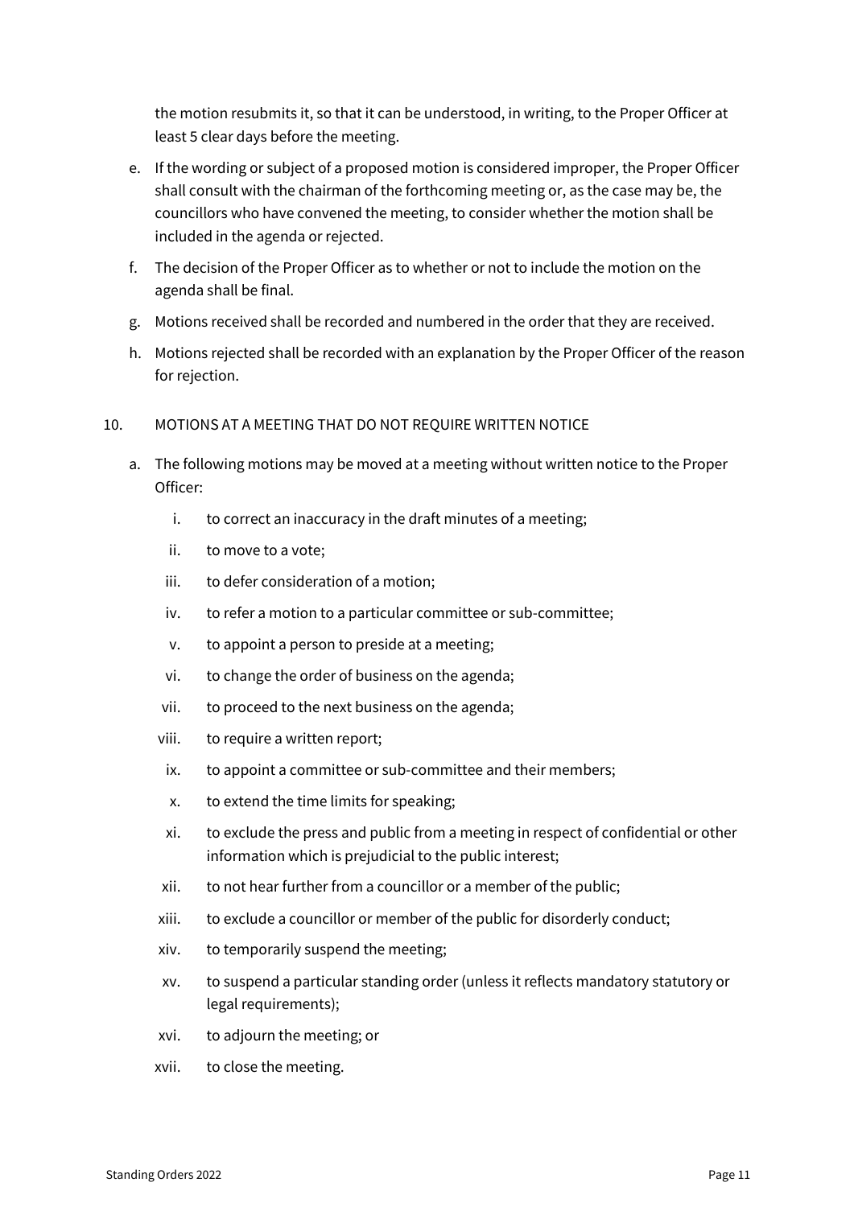the motion resubmits it, so that it can be understood, in writing, to the Proper Officer at least 5 clear days before the meeting.

e. If the wording or subject of a proposed motion is considered improper, the Proper Officer shall consult with the chairman of the forthcoming meeting or, as the case may be, the councillors who have convened the meeting, to consider whether the motion shall be included in the agenda or rejected.

f. The decision of the Proper Officer as to whether or not to include the motion on the agenda shall be final.

g. Motions received shall be recorded and numbered in the order that they are received.

h. Motions rejected shall be recorded with an explanation by the Proper Officer of the reason for rejection.

## 10. MOTIONS AT A MEETING THAT DO NOT REQUIRE WRITTEN NOTICE

a. The following motions may be moved at a meeting without written notice to the Proper Officer:

   i. to correct an inaccuracy in the draft minutes of a meeting;
   ii. to move to a vote;
   iii. to defer consideration of a motion;
   iv. to refer a motion to a particular committee or sub-committee;
   v. to appoint a person to preside at a meeting;
   vi. to change the order of business on the agenda;
   vii. to proceed to the next business on the agenda;
   viii. to require a written report;
   ix. to appoint a committee or sub-committee and their members;
   x. to extend the time limits for speaking;
   xi. to exclude the press and public from a meeting in respect of confidential or other information which is prejudicial to the public interest;
   xii. to not hear further from a councillor or a member of the public;
   xiii. to exclude a councillor or member of the public for disorderly conduct;
   xiv. to temporarily suspend the meeting;
   xv. to suspend a particular standing order (unless it reflects mandatory statutory or legal requirements);
   xvi. to adjourn the meeting; or
   xvii. to close the meeting.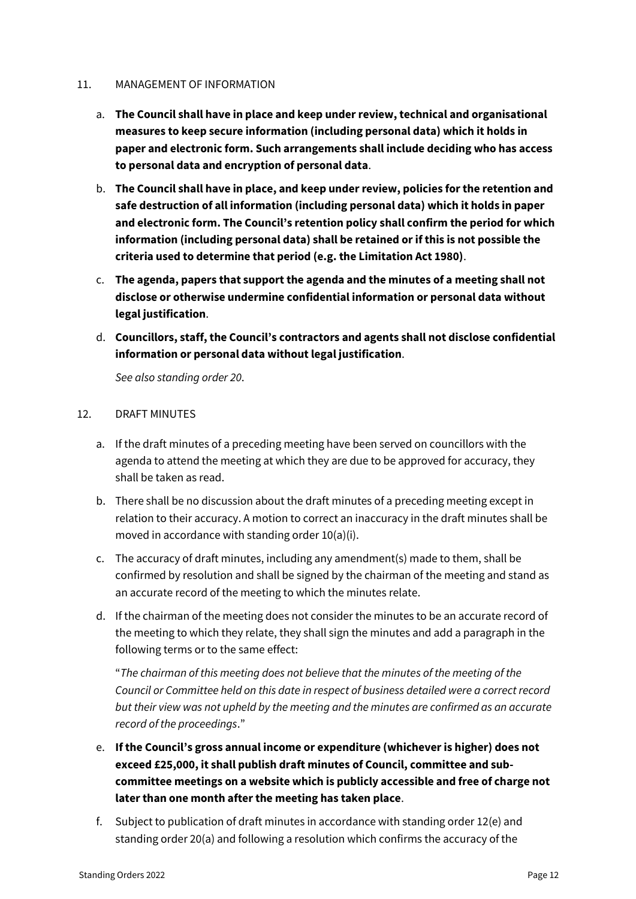11. MANAGEMENT OF INFORMATION

   a. **The Council shall have in place and keep under review, technical and organisational measures to keep secure information (including personal data) which it holds in paper and electronic form. Such arrangements shall include deciding who has access to personal data and encryption of personal data**.

   b. **The Council shall have in place, and keep under review, policies for the retention and safe destruction of all information (including personal data) which it holds in paper and electronic form. The Council's retention policy shall confirm the period for which information (including personal data) shall be retained or if this is not possible the criteria used to determine that period (e.g. the Limitation Act 1980)**.

   c. **The agenda, papers that support the agenda and the minutes of a meeting shall not disclose or otherwise undermine confidential information or personal data without legal justification**.

   d. **Councillors, staff, the Council's contractors and agents shall not disclose confidential information or personal data without legal justification**.

      *See also standing order 20.*

12. DRAFT MINUTES

   a. If the draft minutes of a preceding meeting have been served on councillors with the agenda to attend the meeting at which they are due to be approved for accuracy, they shall be taken as read.

   b. There shall be no discussion about the draft minutes of a preceding meeting except in relation to their accuracy. A motion to correct an inaccuracy in the draft minutes shall be moved in accordance with standing order 10(a)(i).

   c. The accuracy of draft minutes, including any amendment(s) made to them, shall be confirmed by resolution and shall be signed by the chairman of the meeting and stand as an accurate record of the meeting to which the minutes relate.

   d. If the chairman of the meeting does not consider the minutes to be an accurate record of the meeting to which they relate, they shall sign the minutes and add a paragraph in the following terms or to the same effect:

      "*The chairman of this meeting does not believe that the minutes of the meeting of the Council or Committee held on this date in respect of business detailed were a correct record but their view was not upheld by the meeting and the minutes are confirmed as an accurate record of the proceedings*."

   e. **If the Council's gross annual income or expenditure (whichever is higher) does not exceed £25,000, it shall publish draft minutes of Council, committee and sub-committee meetings on a website which is publicly accessible and free of charge not later than one month after the meeting has taken place**.

   f. Subject to publication of draft minutes in accordance with standing order 12(e) and standing order 20(a) and following a resolution which confirms the accuracy of the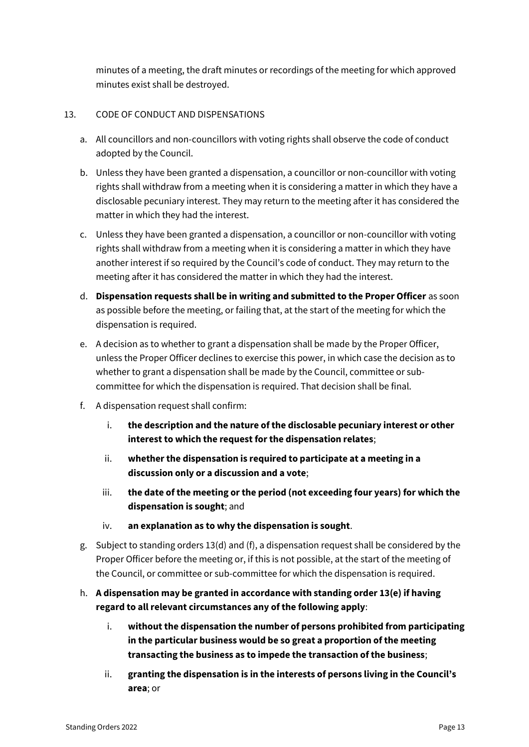minutes of a meeting, the draft minutes or recordings of the meeting for which approved minutes exist shall be destroyed.

13. CODE OF CONDUCT AND DISPENSATIONS

a. All councillors and non-councillors with voting rights shall observe the code of conduct adopted by the Council.

b. Unless they have been granted a dispensation, a councillor or non-councillor with voting rights shall withdraw from a meeting when it is considering a matter in which they have a disclosable pecuniary interest. They may return to the meeting after it has considered the matter in which they had the interest.

c. Unless they have been granted a dispensation, a councillor or non-councillor with voting rights shall withdraw from a meeting when it is considering a matter in which they have another interest if so required by the Council's code of conduct. They may return to the meeting after it has considered the matter in which they had the interest.

d. **Dispensation requests shall be in writing and submitted to the Proper Officer** as soon as possible before the meeting, or failing that, at the start of the meeting for which the dispensation is required.

e. A decision as to whether to grant a dispensation shall be made by the Proper Officer, unless the Proper Officer declines to exercise this power, in which case the decision as to whether to grant a dispensation shall be made by the Council, committee or sub-committee for which the dispensation is required. That decision shall be final.

f. A dispensation request shall confirm:

   i. **the description and the nature of the disclosable pecuniary interest or other interest to which the request for the dispensation relates**;

   ii. **whether the dispensation is required to participate at a meeting in a discussion only or a discussion and a vote**;

   iii. **the date of the meeting or the period (not exceeding four years) for which the dispensation is sought**; and

   iv. **an explanation as to why the dispensation is sought**.

g. Subject to standing orders 13(d) and (f), a dispensation request shall be considered by the Proper Officer before the meeting or, if this is not possible, at the start of the meeting of the Council, or committee or sub-committee for which the dispensation is required.

h. **A dispensation may be granted in accordance with standing order 13(e) if having regard to all relevant circumstances any of the following apply**:

   i. **without the dispensation the number of persons prohibited from participating in the particular business would be so great a proportion of the meeting transacting the business as to impede the transaction of the business**;

   ii. **granting the dispensation is in the interests of persons living in the Council's area**; or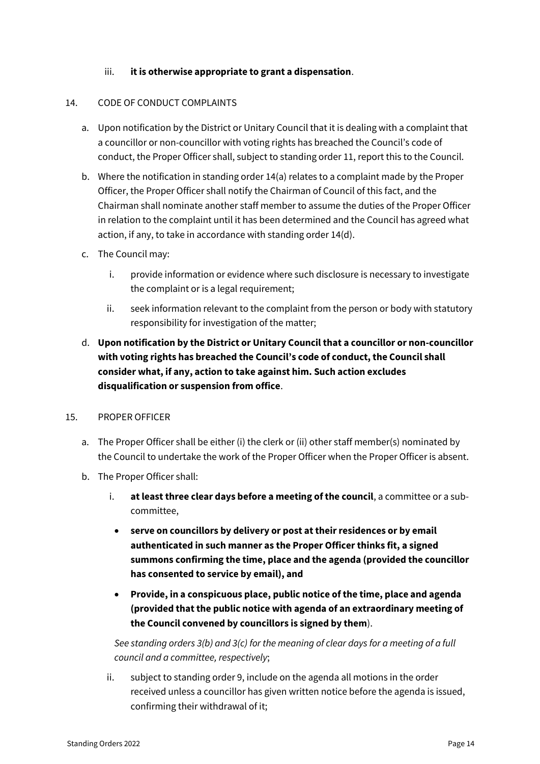iii. **it is otherwise appropriate to grant a dispensation**.

14. CODE OF CONDUCT COMPLAINTS

a. Upon notification by the District or Unitary Council that it is dealing with a complaint that a councillor or non-councillor with voting rights has breached the Council's code of conduct, the Proper Officer shall, subject to standing order 11, report this to the Council.

b. Where the notification in standing order 14(a) relates to a complaint made by the Proper Officer, the Proper Officer shall notify the Chairman of Council of this fact, and the Chairman shall nominate another staff member to assume the duties of the Proper Officer in relation to the complaint until it has been determined and the Council has agreed what action, if any, to take in accordance with standing order 14(d).

c. The Council may:

   i. provide information or evidence where such disclosure is necessary to investigate the complaint or is a legal requirement;

   ii. seek information relevant to the complaint from the person or body with statutory responsibility for investigation of the matter;

d. **Upon notification by the District or Unitary Council that a councillor or non-councillor with voting rights has breached the Council's code of conduct, the Council shall consider what, if any, action to take against him. Such action excludes disqualification or suspension from office**.

15. PROPER OFFICER

a. The Proper Officer shall be either (i) the clerk or (ii) other staff member(s) nominated by the Council to undertake the work of the Proper Officer when the Proper Officer is absent.

b. The Proper Officer shall:

   i. **at least three clear days before a meeting of the council**, a committee or a sub-committee,

   - **serve on councillors by delivery or post at their residences or by email authenticated in such manner as the Proper Officer thinks fit, a signed summons confirming the time, place and the agenda (provided the councillor has consented to service by email), and**
   - **Provide, in a conspicuous place, public notice of the time, place and agenda (provided that the public notice with agenda of an extraordinary meeting of the Council convened by councillors is signed by them**).

   *See standing orders 3(b) and 3(c) for the meaning of clear days for a meeting of a full council and a committee, respectively*;

   ii. subject to standing order 9, include on the agenda all motions in the order received unless a councillor has given written notice before the agenda is issued, confirming their withdrawal of it;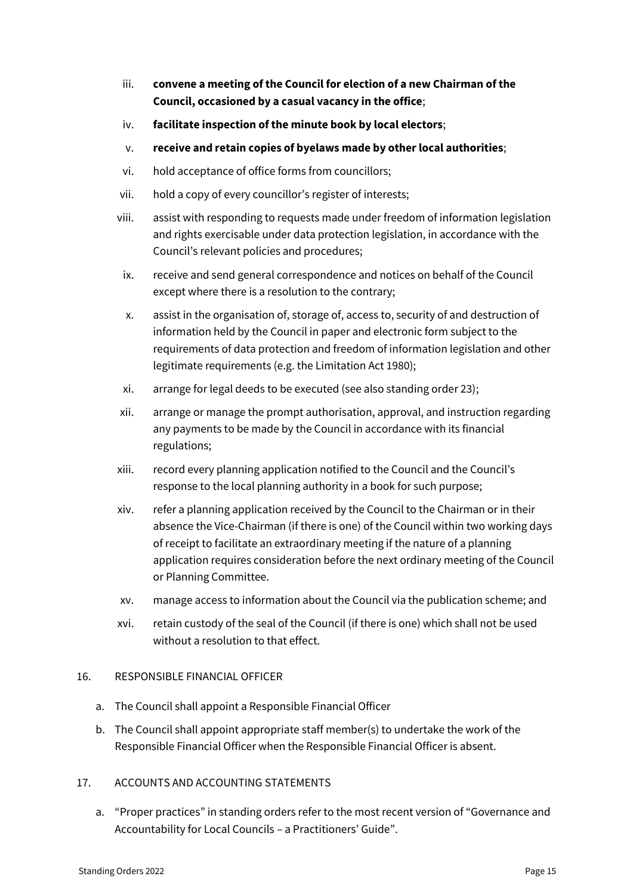iii. **convene a meeting of the Council for election of a new Chairman of the Council, occasioned by a casual vacancy in the office**;

iv. **facilitate inspection of the minute book by local electors**;

v. **receive and retain copies of byelaws made by other local authorities**;

vi. hold acceptance of office forms from councillors;

vii. hold a copy of every councillor's register of interests;

viii. assist with responding to requests made under freedom of information legislation and rights exercisable under data protection legislation, in accordance with the Council's relevant policies and procedures;

ix. receive and send general correspondence and notices on behalf of the Council except where there is a resolution to the contrary;

x. assist in the organisation of, storage of, access to, security of and destruction of information held by the Council in paper and electronic form subject to the requirements of data protection and freedom of information legislation and other legitimate requirements (e.g. the Limitation Act 1980);

xi. arrange for legal deeds to be executed (see also standing order 23);

xii. arrange or manage the prompt authorisation, approval, and instruction regarding any payments to be made by the Council in accordance with its financial regulations;

xiii. record every planning application notified to the Council and the Council's response to the local planning authority in a book for such purpose;

xiv. refer a planning application received by the Council to the Chairman or in their absence the Vice-Chairman (if there is one) of the Council within two working days of receipt to facilitate an extraordinary meeting if the nature of a planning application requires consideration before the next ordinary meeting of the Council or Planning Committee.

xv. manage access to information about the Council via the publication scheme; and

xvi. retain custody of the seal of the Council (if there is one) which shall not be used without a resolution to that effect.

## 16. RESPONSIBLE FINANCIAL OFFICER

a. The Council shall appoint a Responsible Financial Officer

b. The Council shall appoint appropriate staff member(s) to undertake the work of the Responsible Financial Officer when the Responsible Financial Officer is absent.

## 17. ACCOUNTS AND ACCOUNTING STATEMENTS

a. "Proper practices" in standing orders refer to the most recent version of "Governance and Accountability for Local Councils – a Practitioners' Guide".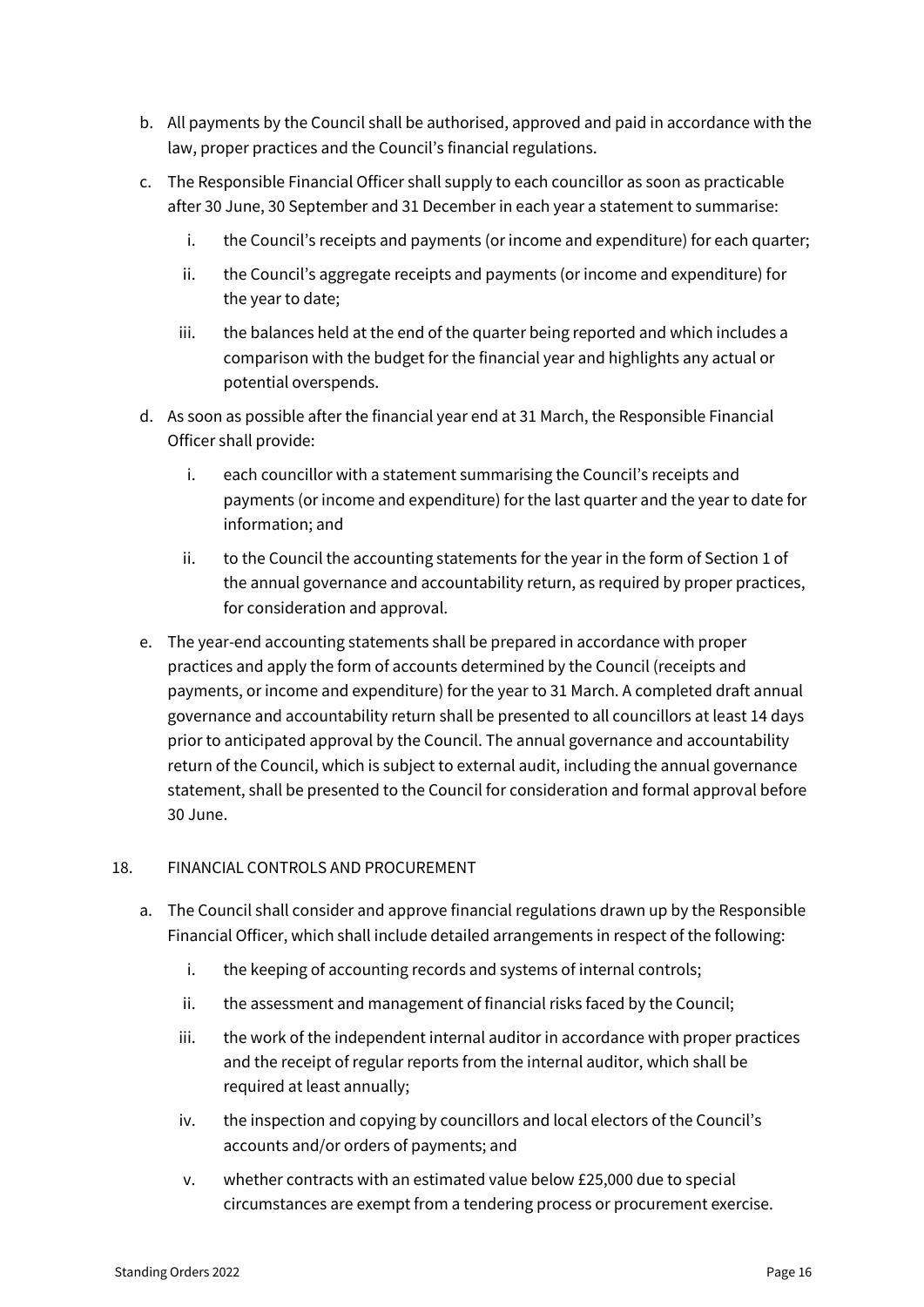b. All payments by the Council shall be authorised, approved and paid in accordance with the law, proper practices and the Council's financial regulations.

c. The Responsible Financial Officer shall supply to each councillor as soon as practicable after 30 June, 30 September and 31 December in each year a statement to summarise:

   i. the Council's receipts and payments (or income and expenditure) for each quarter;

   ii. the Council's aggregate receipts and payments (or income and expenditure) for the year to date;

   iii. the balances held at the end of the quarter being reported and which includes a comparison with the budget for the financial year and highlights any actual or potential overspends.

d. As soon as possible after the financial year end at 31 March, the Responsible Financial Officer shall provide:

   i. each councillor with a statement summarising the Council's receipts and payments (or income and expenditure) for the last quarter and the year to date for information; and

   ii. to the Council the accounting statements for the year in the form of Section 1 of the annual governance and accountability return, as required by proper practices, for consideration and approval.

e. The year-end accounting statements shall be prepared in accordance with proper practices and apply the form of accounts determined by the Council (receipts and payments, or income and expenditure) for the year to 31 March. A completed draft annual governance and accountability return shall be presented to all councillors at least 14 days prior to anticipated approval by the Council. The annual governance and accountability return of the Council, which is subject to external audit, including the annual governance statement, shall be presented to the Council for consideration and formal approval before 30 June.

18. FINANCIAL CONTROLS AND PROCUREMENT

a. The Council shall consider and approve financial regulations drawn up by the Responsible Financial Officer, which shall include detailed arrangements in respect of the following:

   i. the keeping of accounting records and systems of internal controls;

   ii. the assessment and management of financial risks faced by the Council;

   iii. the work of the independent internal auditor in accordance with proper practices and the receipt of regular reports from the internal auditor, which shall be required at least annually;

   iv. the inspection and copying by councillors and local electors of the Council's accounts and/or orders of payments; and

   v. whether contracts with an estimated value below £25,000 due to special circumstances are exempt from a tendering process or procurement exercise.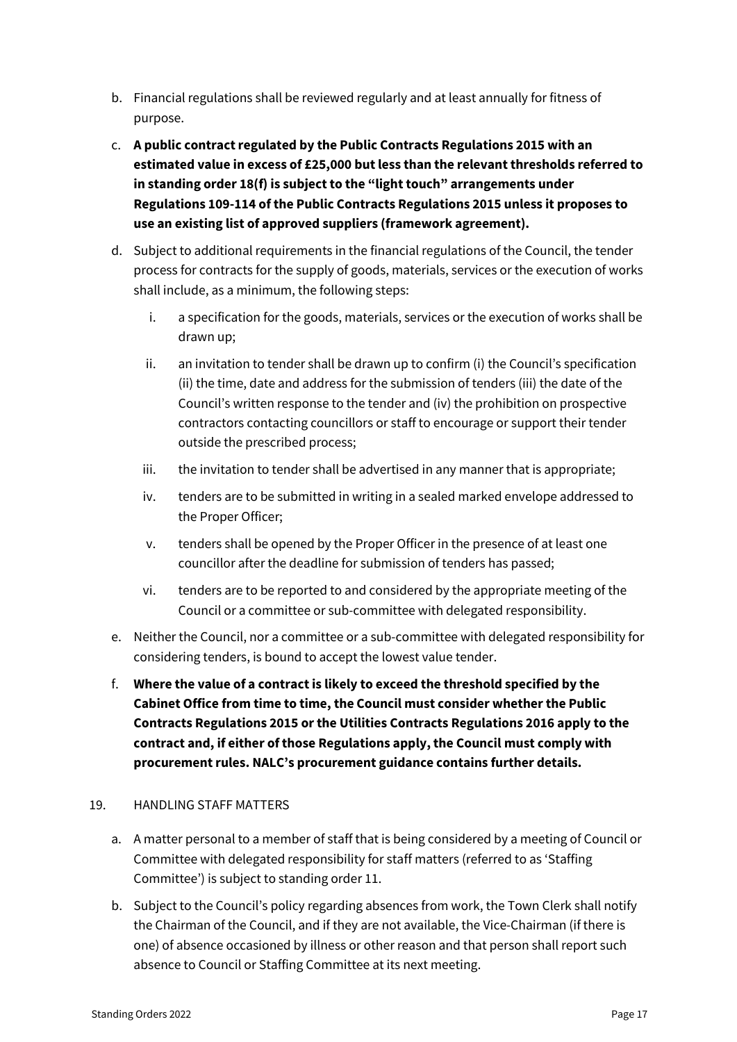b. Financial regulations shall be reviewed regularly and at least annually for fitness of purpose.

c. **A public contract regulated by the Public Contracts Regulations 2015 with an estimated value in excess of £25,000 but less than the relevant thresholds referred to in standing order 18(f) is subject to the "light touch" arrangements under Regulations 109-114 of the Public Contracts Regulations 2015 unless it proposes to use an existing list of approved suppliers (framework agreement).**

d. Subject to additional requirements in the financial regulations of the Council, the tender process for contracts for the supply of goods, materials, services or the execution of works shall include, as a minimum, the following steps:

   i. a specification for the goods, materials, services or the execution of works shall be drawn up;

   ii. an invitation to tender shall be drawn up to confirm (i) the Council's specification (ii) the time, date and address for the submission of tenders (iii) the date of the Council's written response to the tender and (iv) the prohibition on prospective contractors contacting councillors or staff to encourage or support their tender outside the prescribed process;

   iii. the invitation to tender shall be advertised in any manner that is appropriate;

   iv. tenders are to be submitted in writing in a sealed marked envelope addressed to the Proper Officer;

   v. tenders shall be opened by the Proper Officer in the presence of at least one councillor after the deadline for submission of tenders has passed;

   vi. tenders are to be reported to and considered by the appropriate meeting of the Council or a committee or sub-committee with delegated responsibility.

e. Neither the Council, nor a committee or a sub-committee with delegated responsibility for considering tenders, is bound to accept the lowest value tender.

f. **Where the value of a contract is likely to exceed the threshold specified by the Cabinet Office from time to time, the Council must consider whether the Public Contracts Regulations 2015 or the Utilities Contracts Regulations 2016 apply to the contract and, if either of those Regulations apply, the Council must comply with procurement rules. NALC's procurement guidance contains further details.**

19. HANDLING STAFF MATTERS

a. A matter personal to a member of staff that is being considered by a meeting of Council or Committee with delegated responsibility for staff matters (referred to as 'Staffing Committee') is subject to standing order 11.

b. Subject to the Council's policy regarding absences from work, the Town Clerk shall notify the Chairman of the Council, and if they are not available, the Vice-Chairman (if there is one) of absence occasioned by illness or other reason and that person shall report such absence to Council or Staffing Committee at its next meeting.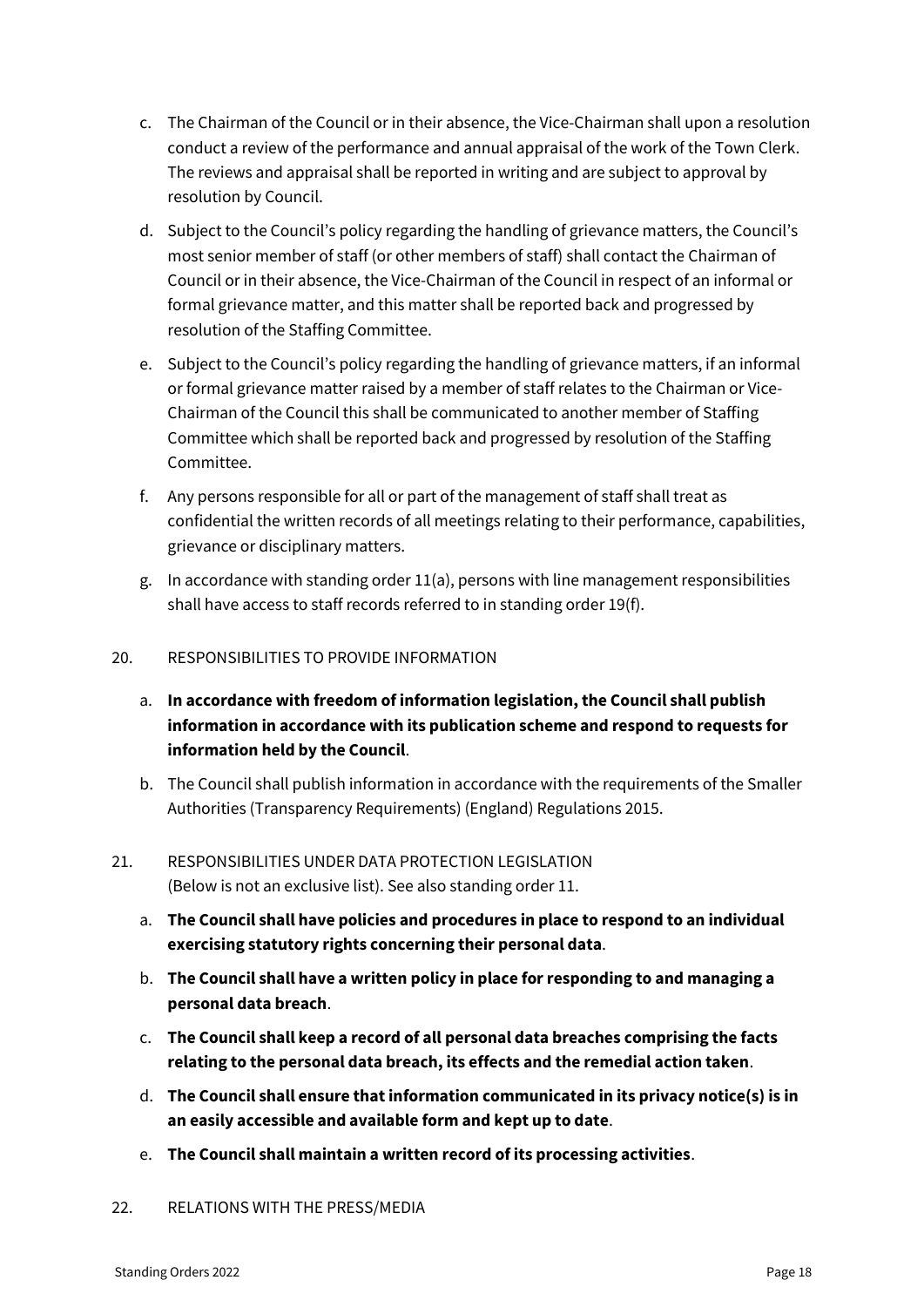c. The Chairman of the Council or in their absence, the Vice-Chairman shall upon a resolution conduct a review of the performance and annual appraisal of the work of the Town Clerk. The reviews and appraisal shall be reported in writing and are subject to approval by resolution by Council.

d. Subject to the Council's policy regarding the handling of grievance matters, the Council's most senior member of staff (or other members of staff) shall contact the Chairman of Council or in their absence, the Vice-Chairman of the Council in respect of an informal or formal grievance matter, and this matter shall be reported back and progressed by resolution of the Staffing Committee.

e. Subject to the Council's policy regarding the handling of grievance matters, if an informal or formal grievance matter raised by a member of staff relates to the Chairman or Vice-Chairman of the Council this shall be communicated to another member of Staffing Committee which shall be reported back and progressed by resolution of the Staffing Committee.

f. Any persons responsible for all or part of the management of staff shall treat as confidential the written records of all meetings relating to their performance, capabilities, grievance or disciplinary matters.

g. In accordance with standing order 11(a), persons with line management responsibilities shall have access to staff records referred to in standing order 19(f).

20. RESPONSIBILITIES TO PROVIDE INFORMATION

a. **In accordance with freedom of information legislation, the Council shall publish information in accordance with its publication scheme and respond to requests for information held by the Council**.

b. The Council shall publish information in accordance with the requirements of the Smaller Authorities (Transparency Requirements) (England) Regulations 2015.

21. RESPONSIBILITIES UNDER DATA PROTECTION LEGISLATION
(Below is not an exclusive list). See also standing order 11.

a. **The Council shall have policies and procedures in place to respond to an individual exercising statutory rights concerning their personal data**.

b. **The Council shall have a written policy in place for responding to and managing a personal data breach**.

c. **The Council shall keep a record of all personal data breaches comprising the facts relating to the personal data breach, its effects and the remedial action taken**.

d. **The Council shall ensure that information communicated in its privacy notice(s) is in an easily accessible and available form and kept up to date**.

e. **The Council shall maintain a written record of its processing activities**.

22. RELATIONS WITH THE PRESS/MEDIA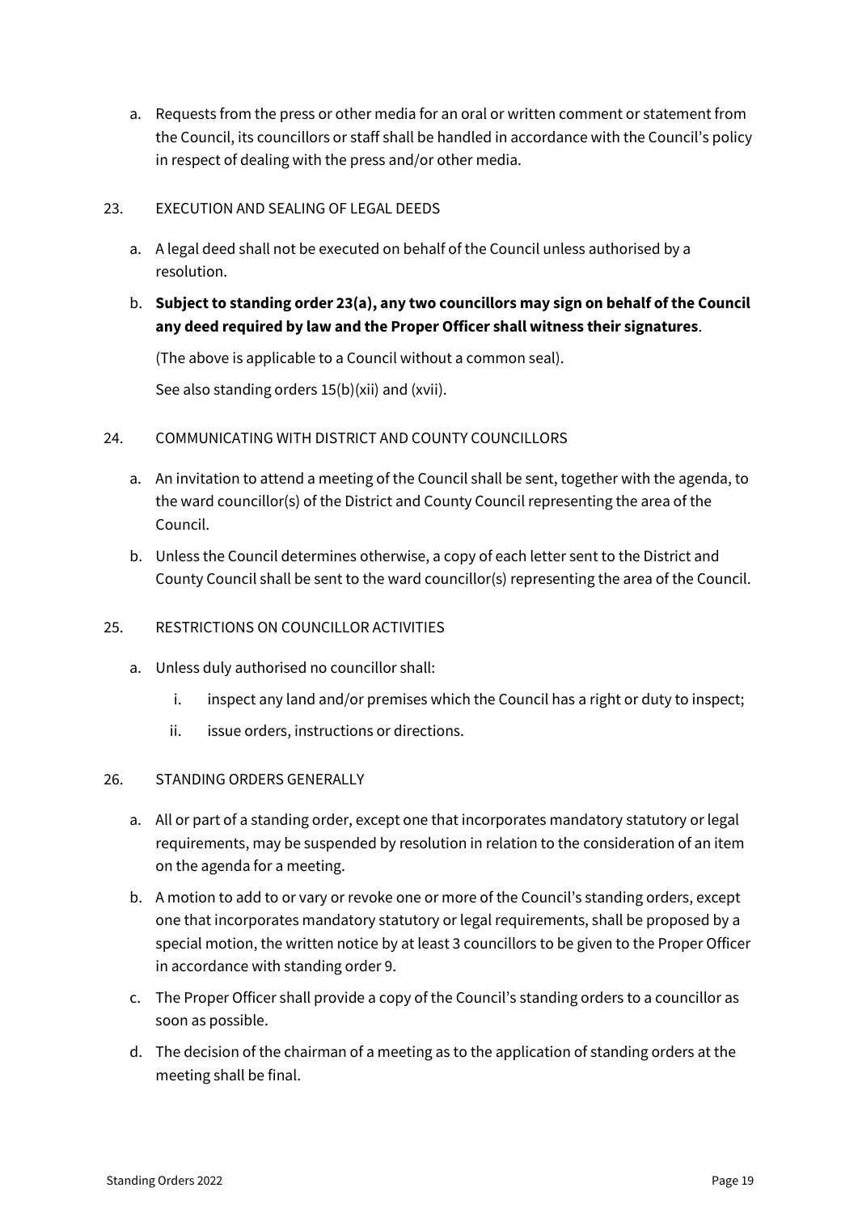a. Requests from the press or other media for an oral or written comment or statement from the Council, its councillors or staff shall be handled in accordance with the Council's policy in respect of dealing with the press and/or other media.

## 23. EXECUTION AND SEALING OF LEGAL DEEDS

a. A legal deed shall not be executed on behalf of the Council unless authorised by a resolution.

b. **Subject to standing order 23(a), any two councillors may sign on behalf of the Council any deed required by law and the Proper Officer shall witness their signatures**.

   (The above is applicable to a Council without a common seal).

   See also standing orders 15(b)(xii) and (xvii).

## 24. COMMUNICATING WITH DISTRICT AND COUNTY COUNCILLORS

a. An invitation to attend a meeting of the Council shall be sent, together with the agenda, to the ward councillor(s) of the District and County Council representing the area of the Council.

b. Unless the Council determines otherwise, a copy of each letter sent to the District and County Council shall be sent to the ward councillor(s) representing the area of the Council.

## 25. RESTRICTIONS ON COUNCILLOR ACTIVITIES

a. Unless duly authorised no councillor shall:

   i. inspect any land and/or premises which the Council has a right or duty to inspect;

   ii. issue orders, instructions or directions.

## 26. STANDING ORDERS GENERALLY

a. All or part of a standing order, except one that incorporates mandatory statutory or legal requirements, may be suspended by resolution in relation to the consideration of an item on the agenda for a meeting.

b. A motion to add to or vary or revoke one or more of the Council's standing orders, except one that incorporates mandatory statutory or legal requirements, shall be proposed by a special motion, the written notice by at least 3 councillors to be given to the Proper Officer in accordance with standing order 9.

c. The Proper Officer shall provide a copy of the Council's standing orders to a councillor as soon as possible.

d. The decision of the chairman of a meeting as to the application of standing orders at the meeting shall be final.